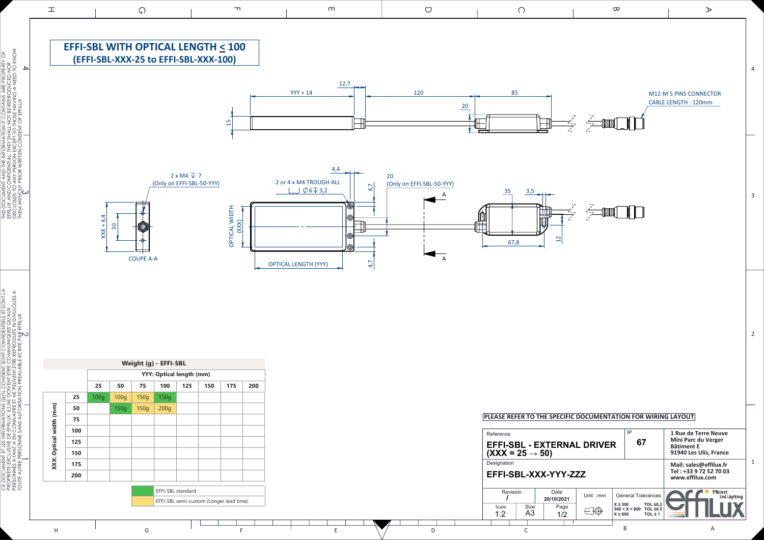# EFFI-SBL WITH OPTICAL LENGTH ≤ 100
## (EFFI-SBL-XXX-25 to EFFI-SBL-XXX-100)

YYY + 14 | 12,7 | 120 | 85 | 20 | 15

M12-M 5 PINS CONNECTOR
CABLE LENGTH : 120mm

2 x M4 ⊽ 7
(Only on EFFI-SBL-50-YYY)

2 or 4 x M4 TROUGH ALL
⌴ ∅6 ⊽ 3,2

4,4 | 4,7 | 20 (Only on EFFI-SBL-50-YYY)

XXX + 4,4 | 30

COUPE A-A

OPTICAL WIDTH (XXX)

OPTICAL LENGTH (YYY)

35 | 3,5 | 67,8 | 12

| Weight (g) - EFFI-SBL | | | | | | | | | |
|---|---|---|---|---|---|---|---|---|---|
| | | YYY: Optical length (mm) | | | | | | | |
| | | 25 | 50 | 75 | 100 | 125 | 150 | 175 | 200 |
| XXX: Optical width (mm) | 25 | 100g | 100g | 150g | 150g | | | | |
| | 50 | | 150g | 150g | 200g | | | | |
| | 75 | | | | | | | | |
| | 100 | | | | | | | | |
| | 125 | | | | | | | | |
| | 150 | | | | | | | | |
| | 175 | | | | | | | | |
| | 200 | | | | | | | | |

| Color | Meaning |
|---|---|
| Green | EFFI-SBL standard |
| Yellow | EFFI-SBL semi-custom (Longer lead time) |

**PLEASE REFER TO THE SPECIFIC DOCUMENTATION FOR WIRING LAYOUT**

| Reference | IP |
|---|---|
| **EFFI-SBL - EXTERNAL DRIVER (XXX = 25 → 50)** | **67** |
| Designation | |
| **EFFI-SBL-XXX-YYY-ZZZ** | |

| Revision | Date | Unit : mm | General Tolerances |
|---|---|---|---|
| / | 20/10/2021 | | X ≤ 300 TOL ±0,2; 300 < X < 800 TOL ±0,5; X ≥ 800 TOL ± 1 |

| Scale | Size | Page |
|---|---|---|
| 1:2 | A3 | 1/2 |

**1 Rue de Terre Neuve**
**Mini Parc du Verger**
**Bâtiment E**
**91940 Les Ulis, France**

**Mail: sales@effilux.fr**
**Tel : +33 9 72 52 70 03**
**www.effilux.com**

effilux — Efficient Led Lighting

THIS DOCUMENT AND THE INFORMATION IT CONTAINS ARE PROPERTY OF EFFILUX AND CONFIDENTIAL. THEY SHALL NOT BE REPRODUCED NOR DISCLOSED TO ANY PERSON EXCEPT TO THOSE HAVING A NEED TO KNOW THEM WITHOUT PRIOR WRITTEN CONSENT OF EFFILUX

CE DOCUMENT ET LES INFORMATIONS QU'IL CONTIENT SONT CONFIDENTIELS ET SONT LA PROPRIETE EXCLUSIVE DE EFFILUX. ILS NE DOIVENT ETRE COMMUNIQUES QU'AUX PERSONNES AYANT A EN CONNAITRE ET NE PEUVENT ETRE REPRODUITS NI DIVULGUES A TOUTE AUTRE PERSONNE SANS AUTORISATION PREALABLE ECRITE PAR EFFILUX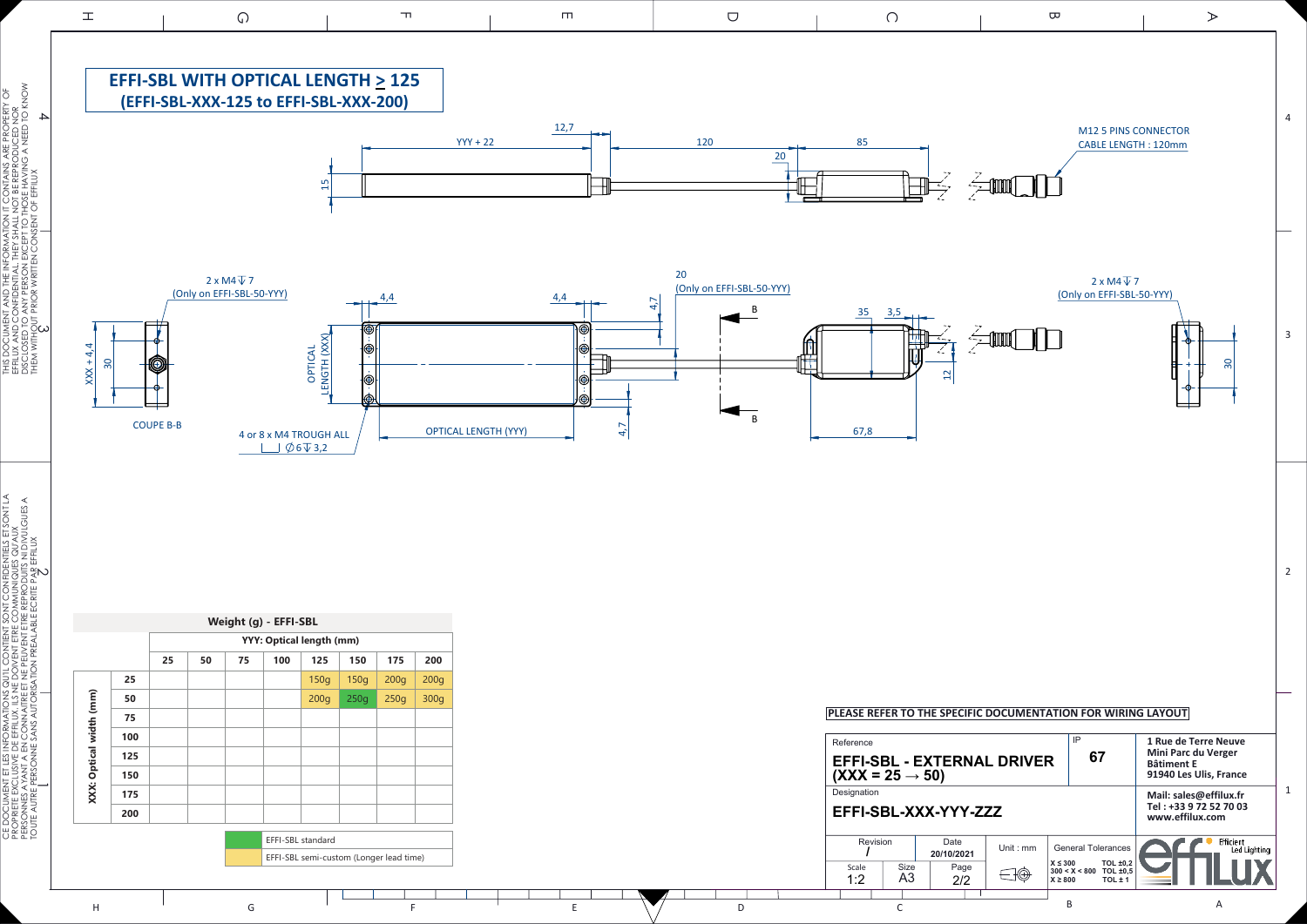# EFFI-SBL WITH OPTICAL LENGTH ≥ 125
## (EFFI-SBL-XXX-125 to EFFI-SBL-XXX-200)

YYY + 22 | 12,7 | 120 | 85 | 20 | 15

M12 5 PINS CONNECTOR
CABLE LENGTH : 120mm

2 x M4 ↧ 7
(Only on EFFI-SBL-50-YYY)

XXX + 4,4 | 30

COUPE B-B

4,4 | 4,4 | 4,7 | 4,7

OPTICAL LENGTH (XXX)

4 or 8 x M4 TROUGH ALL
⌴ ∅6 ↧ 3,2

OPTICAL LENGTH (YYY)

20
(Only on EFFI-SBL-50-YYY)

B | B

35 | 3,5 | 12 | 67,8

2 x M4 ↧ 7
(Only on EFFI-SBL-50-YYY)

30

**Weight (g) - EFFI-SBL**

| | | **YYY: Optical length (mm)** | | | | | | | |
|---|---|---|---|---|---|---|---|---|---|
| | | **25** | **50** | **75** | **100** | **125** | **150** | **175** | **200** |
| **XXX: Optical width (mm)** | **25** | | | | | 150g | 150g | 200g | 200g |
| | **50** | | | | | 200g | 250g | 250g | 300g |
| | **75** | | | | | | | | |
| | **100** | | | | | | | | |
| | **125** | | | | | | | | |
| | **150** | | | | | | | | |
| | **175** | | | | | | | | |
| | **200** | | | | | | | | |

- EFFI-SBL standard (green)
- EFFI-SBL semi-custom (Longer lead time) (yellow)

**PLEASE REFER TO THE SPECIFIC DOCUMENTATION FOR WIRING LAYOUT**

| Reference | IP |
|---|---|
| **EFFI-SBL - EXTERNAL DRIVER (XXX = 25 → 50)** | **67** |
| Designation | |
| **EFFI-SBL-XXX-YYY-ZZZ** | |

| Revision | Date | Unit : mm | General Tolerances |
|---|---|---|---|
| / | 20/10/2021 | | X ≤ 300 TOL ±0,2; 300 < X < 800 TOL ±0,5; X ≥ 800 TOL ± 1 |

| Scale | Size | Page |
|---|---|---|
| 1:2 | A3 | 2/2 |

**1 Rue de Terre Neuve**
**Mini Parc du Verger**
**Bâtiment E**
**91940 Les Ulis, France**

**Mail: sales@effilux.fr**
**Tel : +33 9 72 52 70 03**
**www.effilux.com**

effiLUX — Efficient Led Lighting

THIS DOCUMENT AND THE INFORMATION IT CONTAINS ARE PROPERTY OF EFFILUX AND CONFIDENTIAL. THEY SHALL NOT BE REPRODUCED NOR DISCLOSED TO ANY PERSON EXCEPT TO THOSE HAVING A NEED TO KNOW THEM WITHOUT PRIOR WRITTEN CONSENT OF EFFILUX

CE DOCUMENT ET LES INFORMATIONS QU'IL CONTIENT SONT CONFIDENTIELS ET SONT LA PROPRIETE EXCLUSIVE DE EFFILUX. ILS NE DOIVENT ETRE COMMUNIQUES QU'AUX PERSONNES AYANT A EN CONNAITRE ET NE PEUVENT ETRE REPRODUITS NI DIVULGUES A TOUTE AUTRE PERSONNE SANS AUTORISATION PREALABLE ECRITE PAR EFFILUX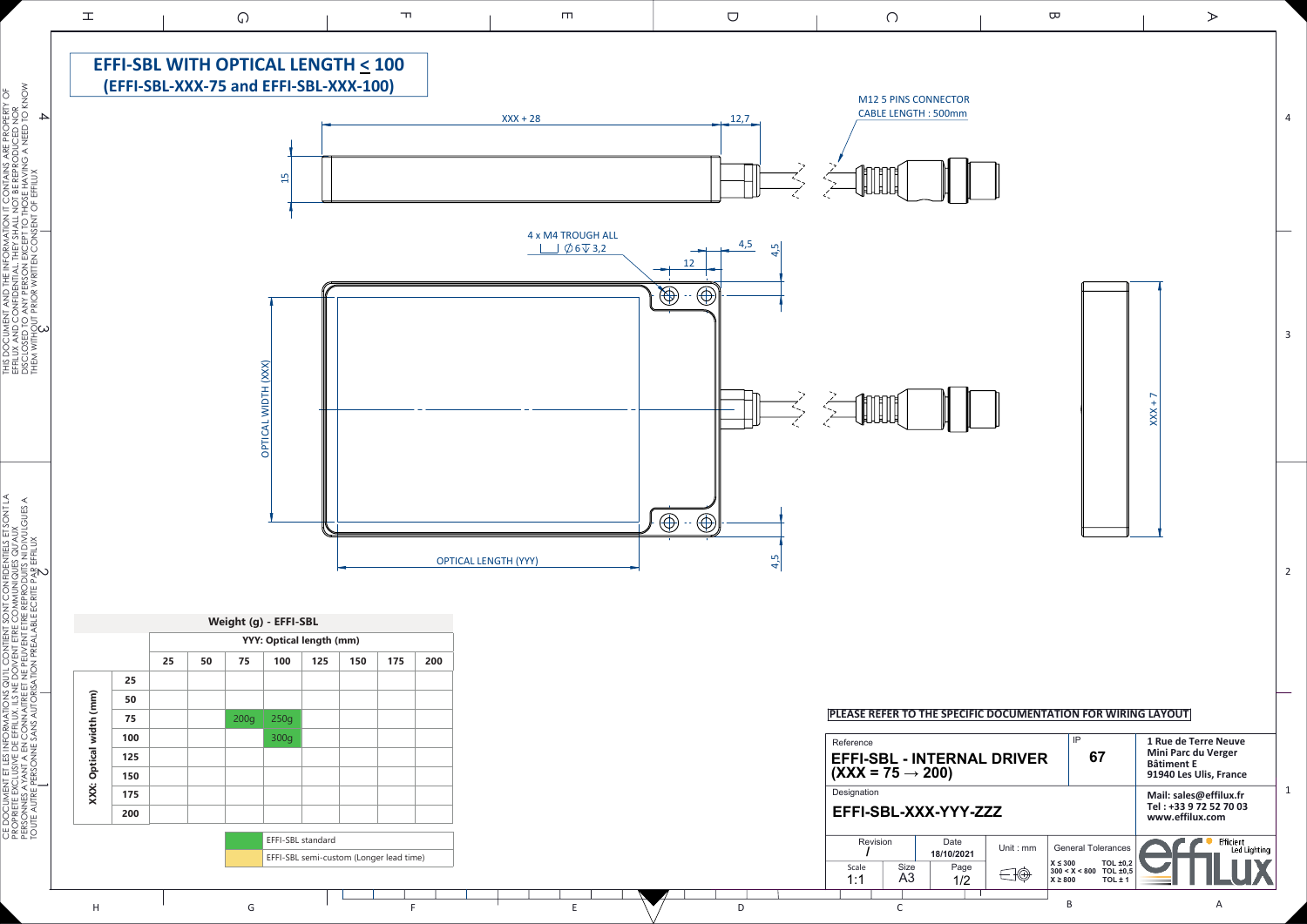# EFFI-SBL WITH OPTICAL LENGTH ≤ 100
## (EFFI-SBL-XXX-75 and EFFI-SBL-XXX-100)

XXX + 28

12,7

15

M12 5 PINS CONNECTOR
CABLE LENGTH : 500mm

4 x M4 TROUGH ALL
⌴ ∅6 ↧ 3,2

12

4,5

4,5

OPTICAL WIDTH (XXX)

OPTICAL LENGTH (YYY)

4,5

XXX + 7

**Weight (g) - EFFI-SBL**

| | | YYY: Optical length (mm) | | | | | | | |
|---|---|---|---|---|---|---|---|---|---|
| | | 25 | 50 | 75 | 100 | 125 | 150 | 175 | 200 |
| XXX: Optical width (mm) | 25 | | | | | | | | |
| | 50 | | | | | | | | |
| | 75 | | | 200g | 250g | | | | |
| | 100 | | | | 300g | | | | |
| | 125 | | | | | | | | |
| | 150 | | | | | | | | |
| | 175 | | | | | | | | |
| | 200 | | | | | | | | |

- EFFI-SBL standard
- EFFI-SBL semi-custom (Longer lead time)

**PLEASE REFER TO THE SPECIFIC DOCUMENTATION FOR WIRING LAYOUT**

| Reference | | | | IP | |
|---|---|---|---|---|---|
| **EFFI-SBL - INTERNAL DRIVER (XXX = 75 → 200)** | | | | **67** | |
| Designation | | | | | |
| **EFFI-SBL-XXX-YYY-ZZZ** | | | | | |
| Revision: / | | Date: 18/10/2021 | Unit : mm | General Tolerances | |
| Scale: 1:1 | Size: A3 | Page: 1/2 | | X ≤ 300 TOL ±0,2; 300 < X < 800 TOL ±0,5; X ≥ 800 TOL ± 1 | |

**1 Rue de Terre Neuve**
**Mini Parc du Verger**
**Bâtiment E**
**91940 Les Ulis, France**

**Mail: sales@effilux.fr**
**Tel : +33 9 72 52 70 03**
**www.effilux.com**

effilux — Efficient Led Lighting

THIS DOCUMENT AND THE INFORMATION IT CONTAINS ARE PROPERTY OF EFFILUX AND CONFIDENTIAL. THEY SHALL NOT BE REPRODUCED NOR DISCLOSED TO ANY PERSON EXCEPT TO THOSE HAVING A NEED TO KNOW THEM WITHOUT PRIOR WRITTEN CONSENT OF EFFILUX

CE DOCUMENT ET LES INFORMATIONS QU'IL CONTIENT SONT CONFIDENTIELS ET SONT LA PROPRIETE EXCLUSIVE DE EFFILUX. ILS NE DOIVENT ETRE COMMUNIQUES QU'AUX PERSONNES AYANT A EN CONNAITRE ET NE PEUVENT ETRE REPRODUITS NI DIVULGUES A TOUTE AUTRE PERSONNE SANS AUTORISATION PREALABLE ECRITE PAR EFFILUX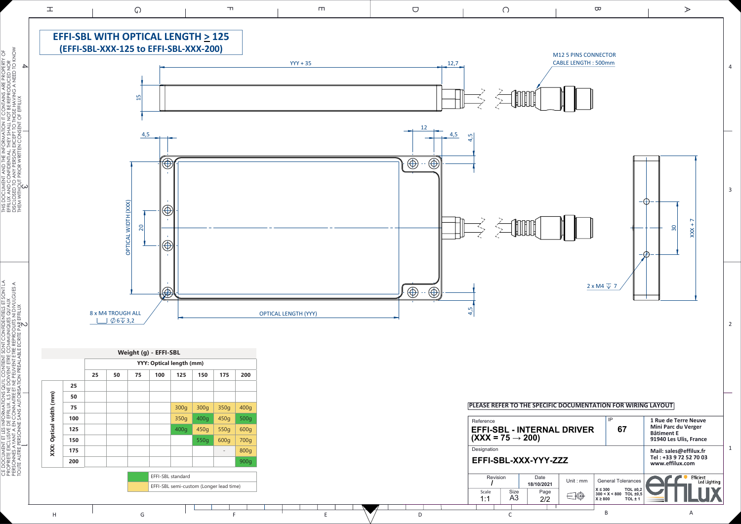## EFFI-SBL WITH OPTICAL LENGTH ≥ 125
**(EFFI-SBL-XXX-125 to EFFI-SBL-XXX-200)**

YYY + 35

12,7

15

M12 5 PINS CONNECTOR
CABLE LENGTH : 500mm

4,5

12

4,5

4,5

OPTICAL WIDTH (XXX)

20

30

XXX + 7

2 x M4 ↧ 7

8 x M4 TROUGH ALL
⌴ ∅6 ↧ 3,2

OPTICAL LENGTH (YYY)

4,5

**Weight (g) - EFFI-SBL**

| XXX: Optical width (mm) | YYY: Optical length (mm) 25 | 50 | 75 | 100 | 125 | 150 | 175 | 200 |
|---|---|---|---|---|---|---|---|---|
| 25 | | | | | | | | |
| 50 | | | | | | | | |
| 75 | | | | | 300g | 300g | 350g | 400g |
| 100 | | | | | 350g | 400g | 450g | 500g |
| 125 | | | | | 400g | 450g | 550g | 600g |
| 150 | | | | | | 550g | 600g | 700g |
| 175 | | | | | | | - | 800g |
| 200 | | | | | | | | 900g |

| | |
|---|---|
| (green) | EFFI-SBL standard |
| (yellow) | EFFI-SBL semi-custom (Longer lead time) |

**PLEASE REFER TO THE SPECIFIC DOCUMENTATION FOR WIRING LAYOUT**

| | | | |
|---|---|---|---|
| Reference **EFFI-SBL - INTERNAL DRIVER (XXX = 75 → 200)** | IP **67** | | **1 Rue de Terre Neuve, Mini Parc du Verger, Bâtiment E, 91940 Les Ulis, France** |
| Designation **EFFI-SBL-XXX-YYY-ZZZ** | | | **Mail: sales@effilux.fr, Tel : +33 9 72 52 70 03, www.effilux.com** |
| Revision / | Date 18/10/2021 | Unit : mm | General Tolerances: X ≤ 300 TOL ±0,2; 300 < X < 800 TOL ±0,5; X ≥ 800 TOL ± 1 |
| Scale 1:1 / Size A3 | Page 2/2 | | effilux – Efficient Led Lighting |

THIS DOCUMENT AND THE INFORMATION IT CONTAINS ARE PROPERTY OF EFFILUX AND CONFIDENTIAL. THEY SHALL NOT BE REPRODUCED NOR DISCLOSED TO ANY PERSON EXCEPT TO THOSE HAVING A NEED TO KNOW THEM WITHOUT PRIOR WRITTEN CONSENT OF EFFILUX

CE DOCUMENT ET LES INFORMATIONS QU'IL CONTIENT SONT CONFIDENTIELS ET SONT LA PROPRIETE EXCLUSIVE DE EFFILUX. ILS NE DOIVENT ETRE COMMUNIQUES QU'AUX PERSONNES AYANT A EN CONNAITRE ET NE PEUVENT ETRE REPRODUITS NI DIVULGUES A TOUTE AUTRE PERSONNE SANS AUTORISATION PREALABLE ECRITE PAR EFFILUX